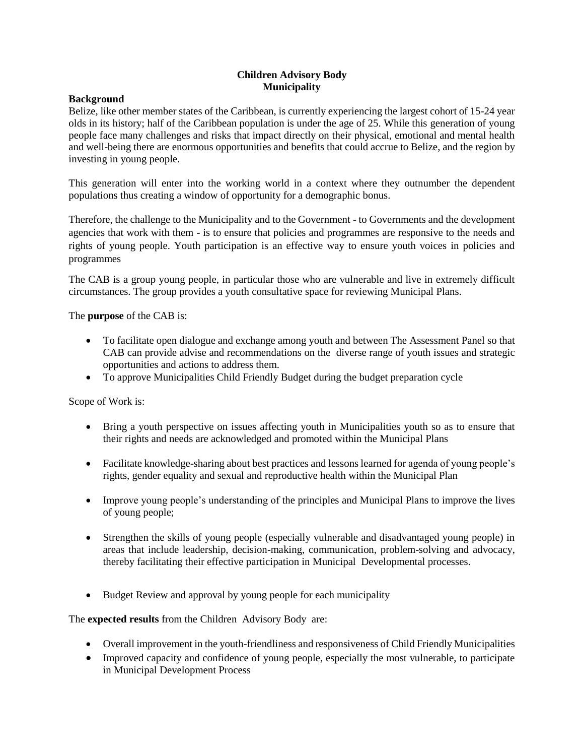# Children Advisory Body
# Municipality

**Background**

Belize, like other member states of the Caribbean, is currently experiencing the largest cohort of 15-24 year olds in its history; half of the Caribbean population is under the age of 25. While this generation of young people face many challenges and risks that impact directly on their physical, emotional and mental health and well-being there are enormous opportunities and benefits that could accrue to Belize, and the region by investing in young people.

This generation will enter into the working world in a context where they outnumber the dependent populations thus creating a window of opportunity for a demographic bonus.

Therefore, the challenge to the Municipality and to the Government - to Governments and the development agencies that work with them - is to ensure that policies and programmes are responsive to the needs and rights of young people. Youth participation is an effective way to ensure youth voices in policies and programmes

The CAB is a group young people, in particular those who are vulnerable and live in extremely difficult circumstances. The group provides a youth consultative space for reviewing Municipal Plans.

The **purpose** of the CAB is:

- To facilitate open dialogue and exchange among youth and between The Assessment Panel so that CAB can provide advise and recommendations on the diverse range of youth issues and strategic opportunities and actions to address them.
- To approve Municipalities Child Friendly Budget during the budget preparation cycle

Scope of Work is:

- Bring a youth perspective on issues affecting youth in Municipalities youth so as to ensure that their rights and needs are acknowledged and promoted within the Municipal Plans
- Facilitate knowledge-sharing about best practices and lessons learned for agenda of young people's rights, gender equality and sexual and reproductive health within the Municipal Plan
- Improve young people's understanding of the principles and Municipal Plans to improve the lives of young people;
- Strengthen the skills of young people (especially vulnerable and disadvantaged young people) in areas that include leadership, decision-making, communication, problem-solving and advocacy, thereby facilitating their effective participation in Municipal Developmental processes.
- Budget Review and approval by young people for each municipality

The **expected results** from the Children Advisory Body are:

- Overall improvement in the youth-friendliness and responsiveness of Child Friendly Municipalities
- Improved capacity and confidence of young people, especially the most vulnerable, to participate in Municipal Development Process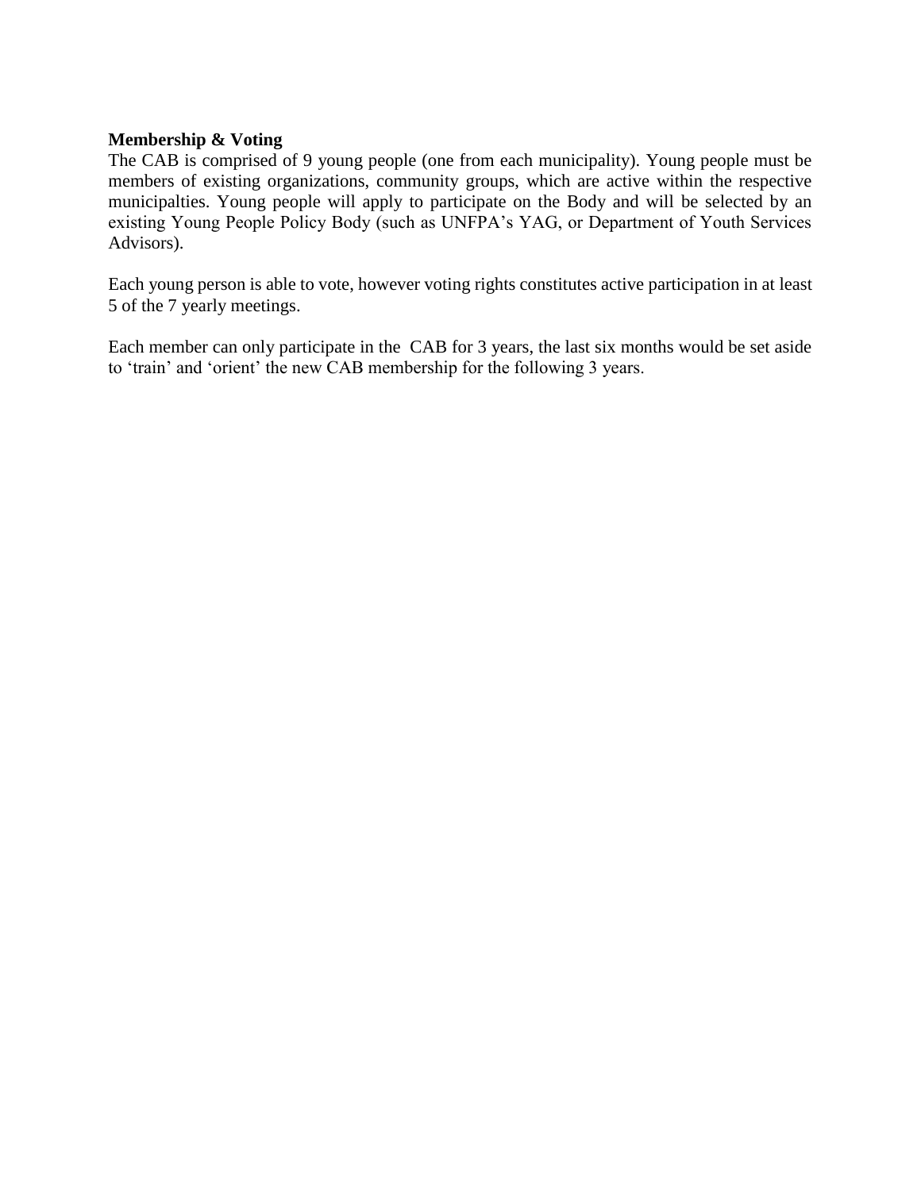**Membership & Voting**

The CAB is comprised of 9 young people (one from each municipality). Young people must be members of existing organizations, community groups, which are active within the respective municipalties. Young people will apply to participate on the Body and will be selected by an existing Young People Policy Body (such as UNFPA's YAG, or Department of Youth Services Advisors).

Each young person is able to vote, however voting rights constitutes active participation in at least 5 of the 7 yearly meetings.

Each member can only participate in the CAB for 3 years, the last six months would be set aside to 'train' and 'orient' the new CAB membership for the following 3 years.